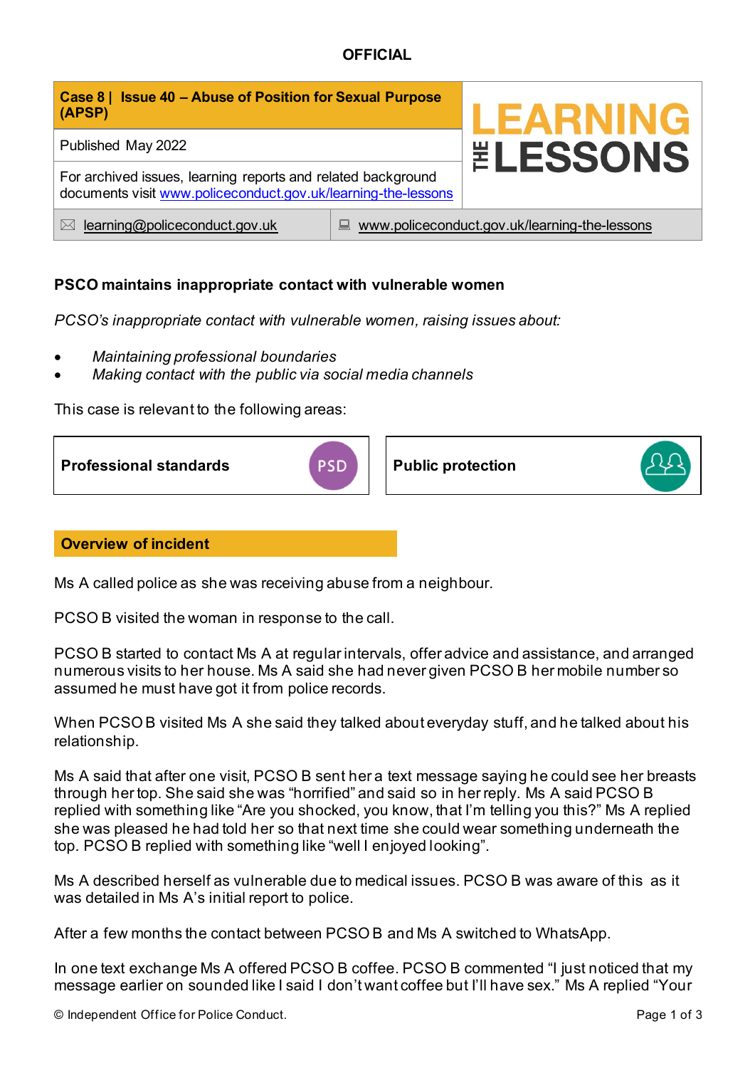OFFICIAL

| **Case 8 \| Issue 40 – Abuse of Position for Sexual Purpose (APSP)** | **LEARNING THE LESSONS** |
|---|---|
| Published May 2022 | |
| For archived issues, learning reports and related background documents visit [www.policeconduct.gov.uk/learning-the-lessons](http://www.policeconduct.gov.uk/learning-the-lessons) | |
| ✉ [learning@policeconduct.gov.uk](mailto:learning@policeconduct.gov.uk) | [www.policeconduct.gov.uk/learning-the-lessons](http://www.policeconduct.gov.uk/learning-the-lessons) |

## PSCO maintains inappropriate contact with vulnerable women

*PCSO's inappropriate contact with vulnerable women, raising issues about:*

- *Maintaining professional boundaries*
- *Making contact with the public via social media channels*

This case is relevant to the following areas:

| **Professional standards** | **Public protection** |
|---|---|

## Overview of incident

Ms A called police as she was receiving abuse from a neighbour.

PCSO B visited the woman in response to the call.

PCSO B started to contact Ms A at regular intervals, offer advice and assistance, and arranged numerous visits to her house. Ms A said she had never given PCSO B her mobile number so assumed he must have got it from police records.

When PCSO B visited Ms A she said they talked about everyday stuff, and he talked about his relationship.

Ms A said that after one visit, PCSO B sent her a text message saying he could see her breasts through her top. She said she was "horrified" and said so in her reply. Ms A said PCSO B replied with something like "Are you shocked, you know, that I'm telling you this?" Ms A replied she was pleased he had told her so that next time she could wear something underneath the top. PCSO B replied with something like "well I enjoyed looking".

Ms A described herself as vulnerable due to medical issues. PCSO B was aware of this as it was detailed in Ms A's initial report to police.

After a few months the contact between PCSO B and Ms A switched to WhatsApp.

In one text exchange Ms A offered PCSO B coffee. PCSO B commented "I just noticed that my message earlier on sounded like I said I don't want coffee but I'll have sex." Ms A replied "Your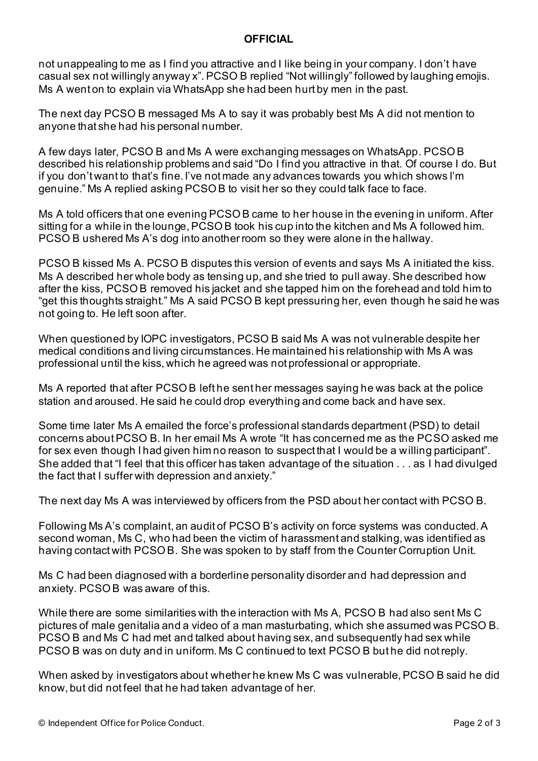not unappealing to me as I find you attractive and I like being in your company. I don't have casual sex not willingly anyway x". PCSO B replied "Not willingly" followed by laughing emojis. Ms A went on to explain via WhatsApp she had been hurt by men in the past.

The next day PCSO B messaged Ms A to say it was probably best Ms A did not mention to anyone that she had his personal number.

A few days later, PCSO B and Ms A were exchanging messages on WhatsApp. PCSO B described his relationship problems and said "Do I find you attractive in that. Of course I do. But if you don't want to that's fine. I've not made any advances towards you which shows I'm genuine." Ms A replied asking PCSO B to visit her so they could talk face to face.

Ms A told officers that one evening PCSO B came to her house in the evening in uniform. After sitting for a while in the lounge, PCSO B took his cup into the kitchen and Ms A followed him. PCSO B ushered Ms A's dog into another room so they were alone in the hallway.

PCSO B kissed Ms A. PCSO B disputes this version of events and says Ms A initiated the kiss. Ms A described her whole body as tensing up, and she tried to pull away. She described how after the kiss, PCSO B removed his jacket and she tapped him on the forehead and told him to "get this thoughts straight." Ms A said PCSO B kept pressuring her, even though he said he was not going to. He left soon after.

When questioned by IOPC investigators, PCSO B said Ms A was not vulnerable despite her medical conditions and living circumstances. He maintained his relationship with Ms A was professional until the kiss, which he agreed was not professional or appropriate.

Ms A reported that after PCSO B left he sent her messages saying he was back at the police station and aroused. He said he could drop everything and come back and have sex.

Some time later Ms A emailed the force's professional standards department (PSD) to detail concerns about PCSO B. In her email Ms A wrote "It has concerned me as the PCSO asked me for sex even though I had given him no reason to suspect that I would be a willing participant". She added that "I feel that this officer has taken advantage of the situation . . . as I had divulged the fact that I suffer with depression and anxiety."

The next day Ms A was interviewed by officers from the PSD about her contact with PCSO B.

Following Ms A's complaint, an audit of PCSO B's activity on force systems was conducted. A second woman, Ms C, who had been the victim of harassment and stalking, was identified as having contact with PCSO B. She was spoken to by staff from the Counter Corruption Unit.

Ms C had been diagnosed with a borderline personality disorder and had depression and anxiety. PCSO B was aware of this.

While there are some similarities with the interaction with Ms A, PCSO B had also sent Ms C pictures of male genitalia and a video of a man masturbating, which she assumed was PCSO B. PCSO B and Ms C had met and talked about having sex, and subsequently had sex while PCSO B was on duty and in uniform. Ms C continued to text PCSO B but he did not reply.

When asked by investigators about whether he knew Ms C was vulnerable, PCSO B said he did know, but did not feel that he had taken advantage of her.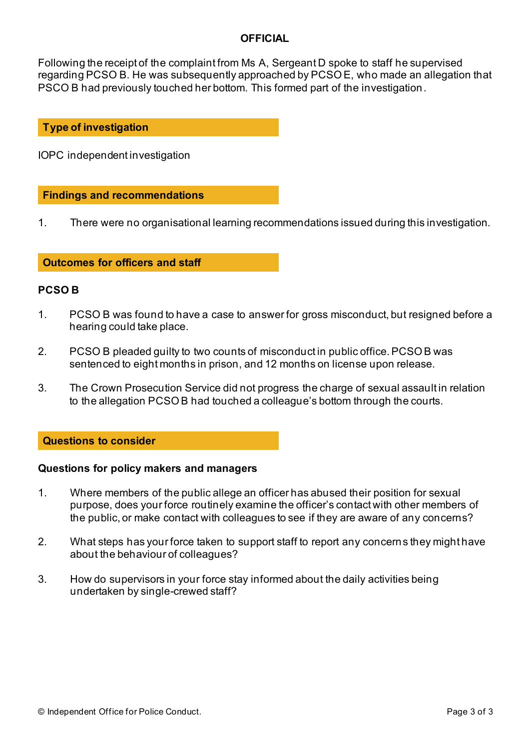Following the receipt of the complaint from Ms A, Sergeant D spoke to staff he supervised regarding PCSO B. He was subsequently approached by PCSO E, who made an allegation that PSCO B had previously touched her bottom. This formed part of the investigation.

## Type of investigation

IOPC independent investigation

## Findings and recommendations

1. There were no organisational learning recommendations issued during this investigation.

## Outcomes for officers and staff

### PCSO B

1. PCSO B was found to have a case to answer for gross misconduct, but resigned before a hearing could take place.
2. PCSO B pleaded guilty to two counts of misconduct in public office. PCSO B was sentenced to eight months in prison, and 12 months on license upon release.
3. The Crown Prosecution Service did not progress the charge of sexual assault in relation to the allegation PCSO B had touched a colleague's bottom through the courts.

## Questions to consider

### Questions for policy makers and managers

1. Where members of the public allege an officer has abused their position for sexual purpose, does your force routinely examine the officer's contact with other members of the public, or make contact with colleagues to see if they are aware of any concerns?
2. What steps has your force taken to support staff to report any concerns they might have about the behaviour of colleagues?
3. How do supervisors in your force stay informed about the daily activities being undertaken by single-crewed staff?